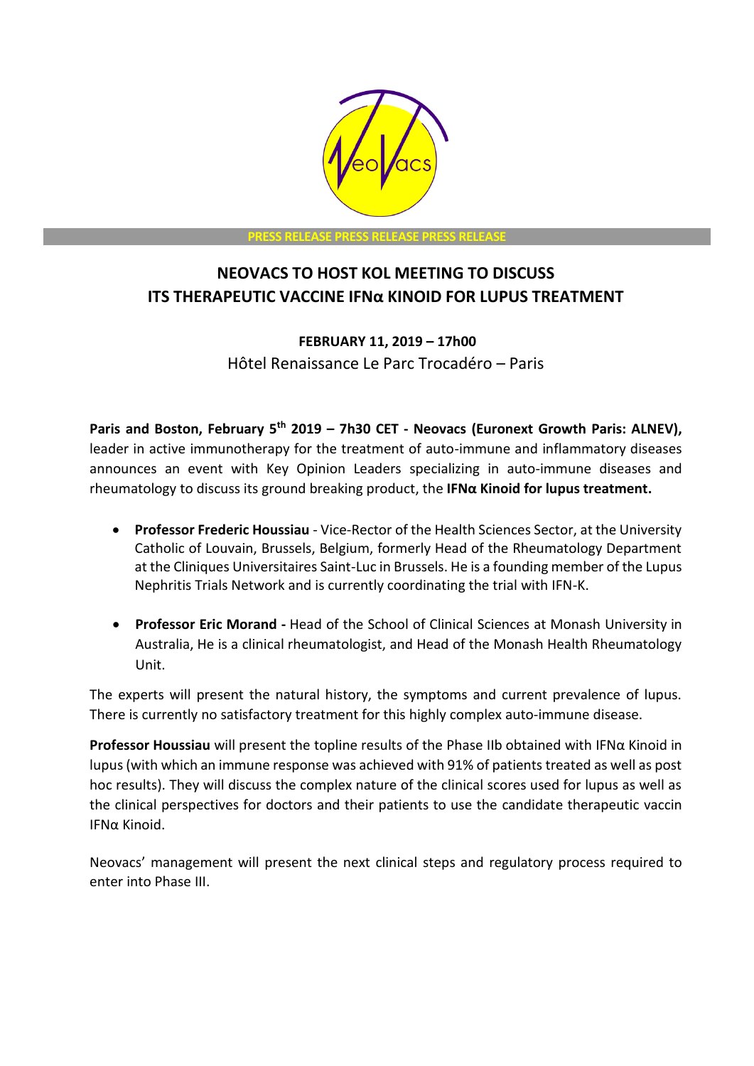PRESS RELEASE PRESS RELEASE PRESS RELEASE

# NEOVACS TO HOST KOL MEETING TO DISCUSS ITS THERAPEUTIC VACCINE IFNα KINOID FOR LUPUS TREATMENT

**FEBRUARY 11, 2019 – 17h00**

Hôtel Renaissance Le Parc Trocadéro – Paris

**Paris and Boston, February 5th 2019 – 7h30 CET - Neovacs (Euronext Growth Paris: ALNEV),** leader in active immunotherapy for the treatment of auto-immune and inflammatory diseases announces an event with Key Opinion Leaders specializing in auto-immune diseases and rheumatology to discuss its ground breaking product, the **IFNα Kinoid for lupus treatment.**

- **Professor Frederic Houssiau** - Vice-Rector of the Health Sciences Sector, at the University Catholic of Louvain, Brussels, Belgium, formerly Head of the Rheumatology Department at the Cliniques Universitaires Saint-Luc in Brussels. He is a founding member of the Lupus Nephritis Trials Network and is currently coordinating the trial with IFN-K.

- **Professor Eric Morand -** Head of the School of Clinical Sciences at Monash University in Australia, He is a clinical rheumatologist, and Head of the Monash Health Rheumatology Unit.

The experts will present the natural history, the symptoms and current prevalence of lupus. There is currently no satisfactory treatment for this highly complex auto-immune disease.

**Professor Houssiau** will present the topline results of the Phase IIb obtained with IFNα Kinoid in lupus (with which an immune response was achieved with 91% of patients treated as well as post hoc results). They will discuss the complex nature of the clinical scores used for lupus as well as the clinical perspectives for doctors and their patients to use the candidate therapeutic vaccin IFNα Kinoid.

Neovacs' management will present the next clinical steps and regulatory process required to enter into Phase III.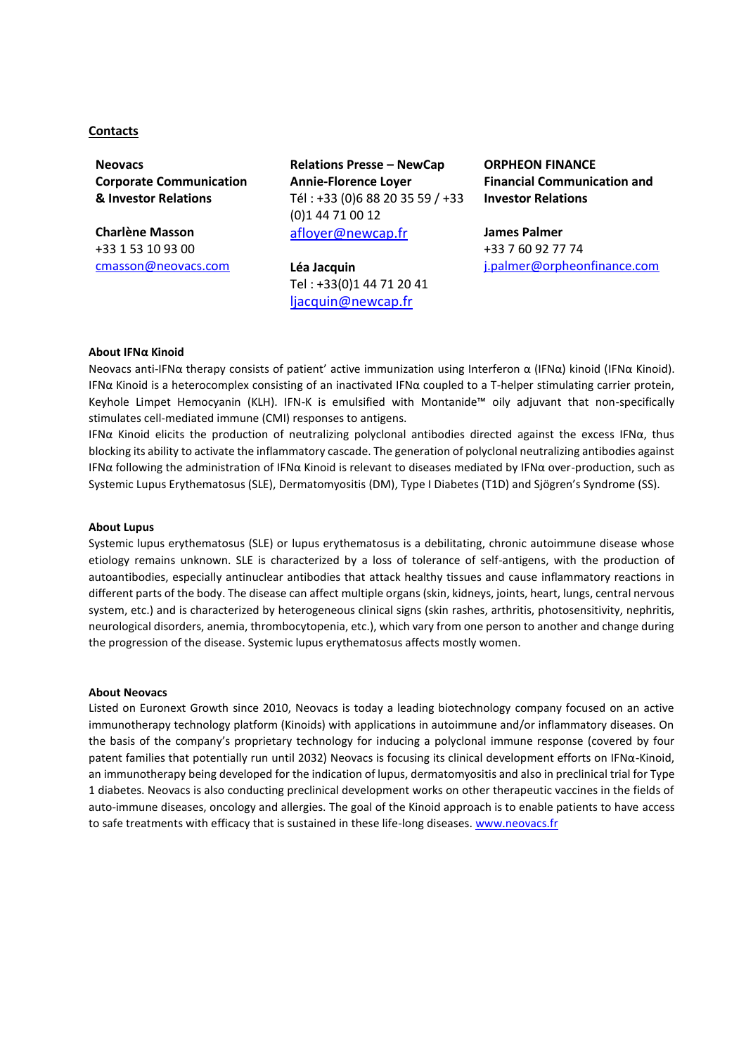**Contacts**

**Neovacs**
**Corporate Communication & Investor Relations**

**Charlène Masson**
+33 1 53 10 93 00
cmasson@neovacs.com

**Relations Presse – NewCap**
**Annie-Florence Loyer**
Tél : +33 (0)6 88 20 35 59 / +33 (0)1 44 71 00 12
afloyer@newcap.fr

**Léa Jacquin**
Tel : +33(0)1 44 71 20 41
ljacquin@newcap.fr

**ORPHEON FINANCE**
**Financial Communication and Investor Relations**

**James Palmer**
+33 7 60 92 77 74
j.palmer@orpheonfinance.com

**About IFNα Kinoid**

Neovacs anti-IFNα therapy consists of patient' active immunization using Interferon α (IFNα) kinoid (IFNα Kinoid). IFNα Kinoid is a heterocomplex consisting of an inactivated IFNα coupled to a T-helper stimulating carrier protein, Keyhole Limpet Hemocyanin (KLH). IFN-K is emulsified with Montanide™ oily adjuvant that non-specifically stimulates cell-mediated immune (CMI) responses to antigens.
IFNα Kinoid elicits the production of neutralizing polyclonal antibodies directed against the excess IFNα, thus blocking its ability to activate the inflammatory cascade. The generation of polyclonal neutralizing antibodies against IFNα following the administration of IFNα Kinoid is relevant to diseases mediated by IFNα over-production, such as Systemic Lupus Erythematosus (SLE), Dermatomyositis (DM), Type I Diabetes (T1D) and Sjögren's Syndrome (SS).

**About Lupus**

Systemic lupus erythematosus (SLE) or lupus erythematosus is a debilitating, chronic autoimmune disease whose etiology remains unknown. SLE is characterized by a loss of tolerance of self-antigens, with the production of autoantibodies, especially antinuclear antibodies that attack healthy tissues and cause inflammatory reactions in different parts of the body. The disease can affect multiple organs (skin, kidneys, joints, heart, lungs, central nervous system, etc.) and is characterized by heterogeneous clinical signs (skin rashes, arthritis, photosensitivity, nephritis, neurological disorders, anemia, thrombocytopenia, etc.), which vary from one person to another and change during the progression of the disease. Systemic lupus erythematosus affects mostly women.

**About Neovacs**

Listed on Euronext Growth since 2010, Neovacs is today a leading biotechnology company focused on an active immunotherapy technology platform (Kinoids) with applications in autoimmune and/or inflammatory diseases. On the basis of the company's proprietary technology for inducing a polyclonal immune response (covered by four patent families that potentially run until 2032) Neovacs is focusing its clinical development efforts on IFNα-Kinoid, an immunotherapy being developed for the indication of lupus, dermatomyositis and also in preclinical trial for Type 1 diabetes. Neovacs is also conducting preclinical development works on other therapeutic vaccines in the fields of auto-immune diseases, oncology and allergies. The goal of the Kinoid approach is to enable patients to have access to safe treatments with efficacy that is sustained in these life-long diseases. www.neovacs.fr